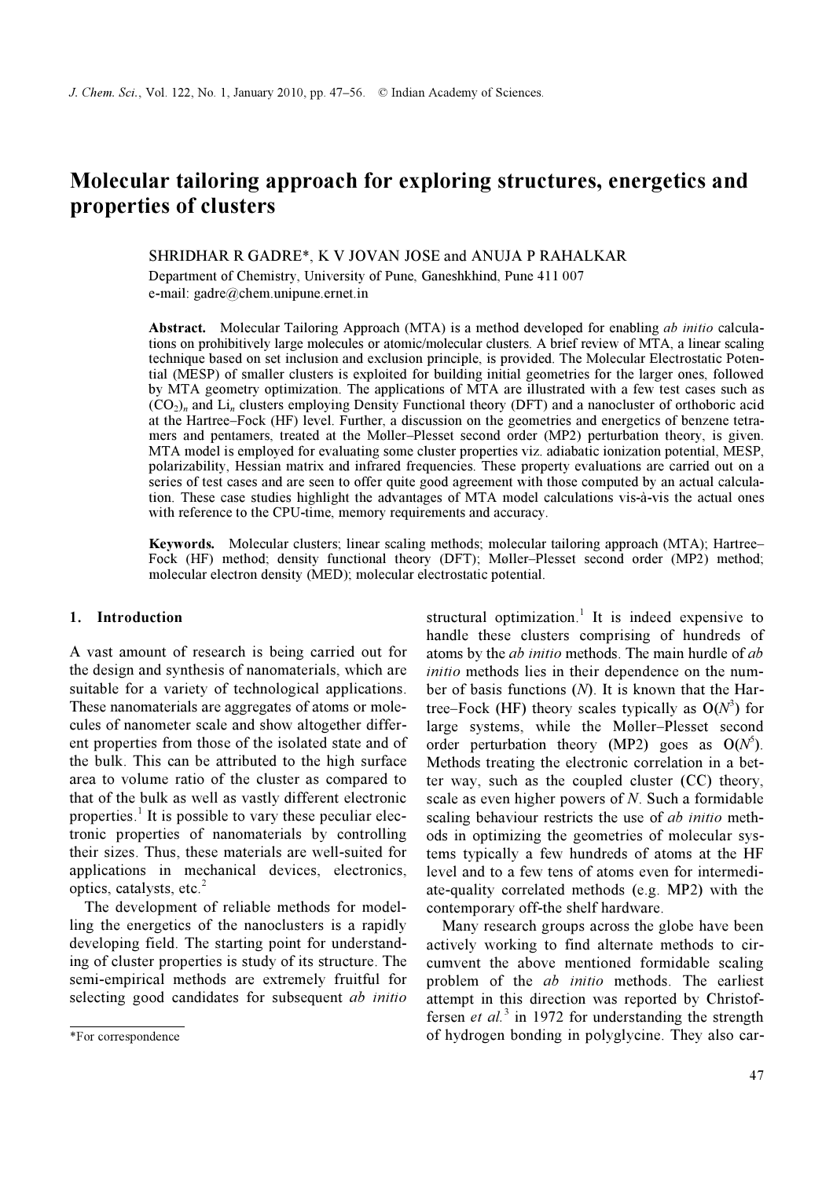# Molecular tailoring approach for exploring structures, energetics and properties of clusters

SHRIDHAR R GADRE*, K V JOVAN JOSE and ANUJA P RAHALKAR

Department of Chemistry, University of Pune, Ganeshkhind, Pune 411 007
e-mail: gadre@chem.unipune.ernet.in

**Abstract.** Molecular Tailoring Approach (MTA) is a method developed for enabling *ab initio* calculations on prohibitively large molecules or atomic/molecular clusters. A brief review of MTA, a linear scaling technique based on set inclusion and exclusion principle, is provided. The Molecular Electrostatic Potential (MESP) of smaller clusters is exploited for building initial geometries for the larger ones, followed by MTA geometry optimization. The applications of MTA are illustrated with a few test cases such as $(CO_2)_n$ and $Li_n$ clusters employing Density Functional theory (DFT) and a nanocluster of orthoboric acid at the Hartree–Fock (HF) level. Further, a discussion on the geometries and energetics of benzene tetramers and pentamers, treated at the Møller–Plesset second order (MP2) perturbation theory, is given. MTA model is employed for evaluating some cluster properties viz. adiabatic ionization potential, MESP, polarizability, Hessian matrix and infrared frequencies. These property evaluations are carried out on a series of test cases and are seen to offer quite good agreement with those computed by an actual calculation. These case studies highlight the advantages of MTA model calculations vis-à-vis the actual ones with reference to the CPU-time, memory requirements and accuracy.

**Keywords.** Molecular clusters; linear scaling methods; molecular tailoring approach (MTA); Hartree–Fock (HF) method; density functional theory (DFT); Møller–Plesset second order (MP2) method; molecular electron density (MED); molecular electrostatic potential.

## 1. Introduction

A vast amount of research is being carried out for the design and synthesis of nanomaterials, which are suitable for a variety of technological applications. These nanomaterials are aggregates of atoms or molecules of nanometer scale and show altogether different properties from those of the isolated state and of the bulk. This can be attributed to the high surface area to volume ratio of the cluster as compared to that of the bulk as well as vastly different electronic properties.[1] It is possible to vary these peculiar electronic properties of nanomaterials by controlling their sizes. Thus, these materials are well-suited for applications in mechanical devices, electronics, optics, catalysts, etc.[2]

The development of reliable methods for modelling the energetics of the nanoclusters is a rapidly developing field. The starting point for understanding of cluster properties is study of its structure. The semi-empirical methods are extremely fruitful for selecting good candidates for subsequent *ab initio* structural optimization.[1] It is indeed expensive to handle these clusters comprising of hundreds of atoms by the *ab initio* methods. The main hurdle of *ab initio* methods lies in their dependence on the number of basis functions ($N$). It is known that the Hartree–Fock (HF) theory scales typically as $O(N^3)$ for large systems, while the Møller–Plesset second order perturbation theory (MP2) goes as $O(N^5)$. Methods treating the electronic correlation in a better way, such as the coupled cluster (CC) theory, scale as even higher powers of $N$. Such a formidable scaling behaviour restricts the use of *ab initio* methods in optimizing the geometries of molecular systems typically a few hundreds of atoms at the HF level and to a few tens of atoms even for intermediate-quality correlated methods (e.g. MP2) with the contemporary off-the shelf hardware.

Many research groups across the globe have been actively working to find alternate methods to circumvent the above mentioned formidable scaling problem of the *ab initio* methods. The earliest attempt in this direction was reported by Christoffersen *et al.*[3] in 1972 for understanding the strength of hydrogen bonding in polyglycine. They also car-

*For correspondence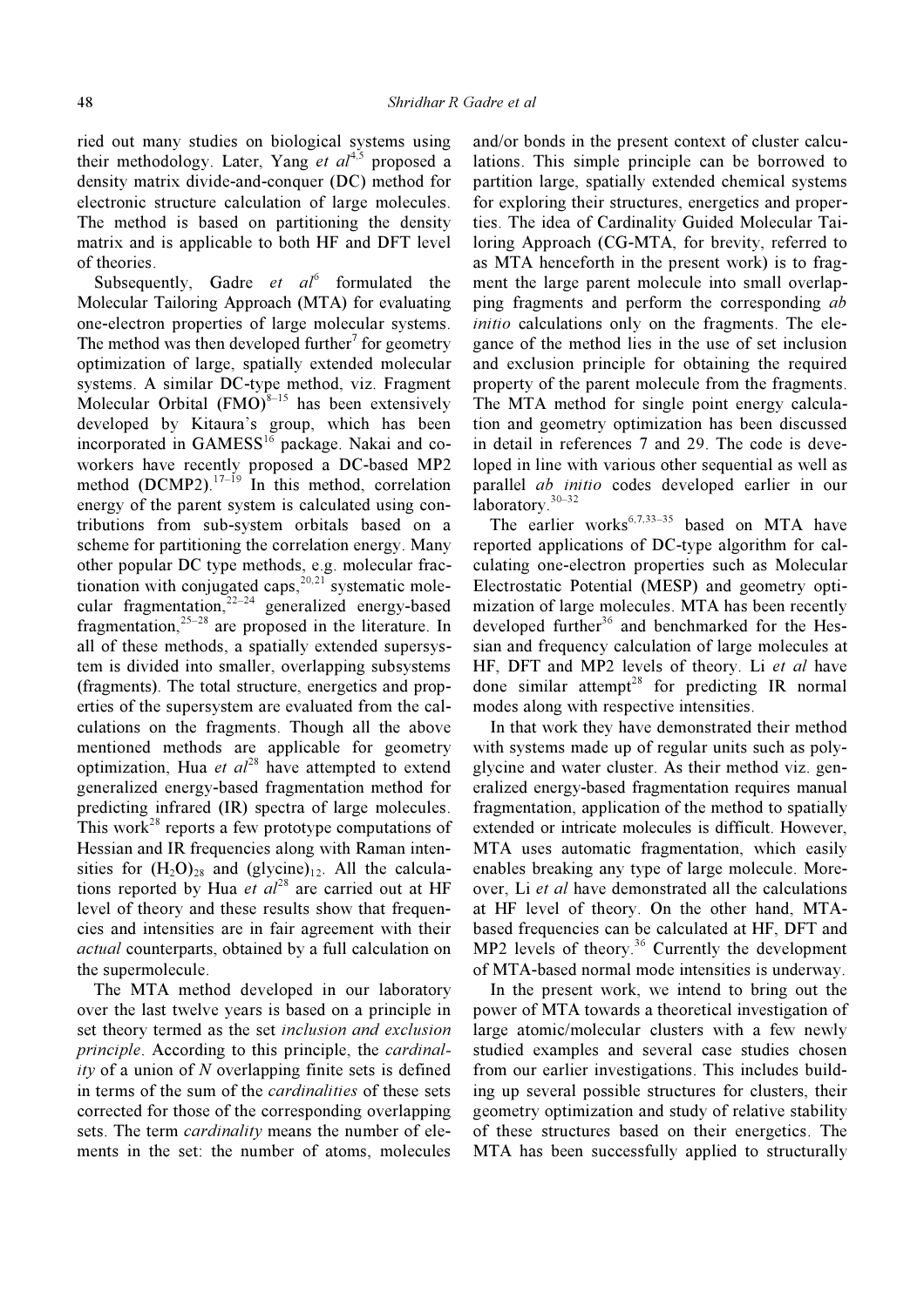ried out many studies on biological systems using their methodology. Later, Yang *et al*[4,5] proposed a density matrix divide-and-conquer (DC) method for electronic structure calculation of large molecules. The method is based on partitioning the density matrix and is applicable to both HF and DFT level of theories.

Subsequently, Gadre *et al*[6] formulated the Molecular Tailoring Approach (MTA) for evaluating one-electron properties of large molecular systems. The method was then developed further[7] for geometry optimization of large, spatially extended molecular systems. A similar DC-type method, viz. Fragment Molecular Orbital (FMO)[8–15] has been extensively developed by Kitaura's group, which has been incorporated in GAMESS[16] package. Nakai and co-workers have recently proposed a DC-based MP2 method (DCMP2).[17–19] In this method, correlation energy of the parent system is calculated using contributions from sub-system orbitals based on a scheme for partitioning the correlation energy. Many other popular DC type methods, e.g. molecular fractionation with conjugated caps,[20,21] systematic molecular fragmentation,[22–24] generalized energy-based fragmentation,[25–28] are proposed in the literature. In all of these methods, a spatially extended supersystem is divided into smaller, overlapping subsystems (fragments). The total structure, energetics and properties of the supersystem are evaluated from the calculations on the fragments. Though all the above mentioned methods are applicable for geometry optimization, Hua *et al*[28] have attempted to extend generalized energy-based fragmentation method for predicting infrared (IR) spectra of large molecules. This work[28] reports a few prototype computations of Hessian and IR frequencies along with Raman intensities for $(H_2O)_{28}$ and $(\text{glycine})_{12}$. All the calculations reported by Hua *et al*[28] are carried out at HF level of theory and these results show that frequencies and intensities are in fair agreement with their *actual* counterparts, obtained by a full calculation on the supermolecule.

The MTA method developed in our laboratory over the last twelve years is based on a principle in set theory termed as the set *inclusion and exclusion principle*. According to this principle, the *cardinality* of a union of *N* overlapping finite sets is defined in terms of the sum of the *cardinalities* of these sets corrected for those of the corresponding overlapping sets. The term *cardinality* means the number of elements in the set: the number of atoms, molecules and/or bonds in the present context of cluster calculations. This simple principle can be borrowed to partition large, spatially extended chemical systems for exploring their structures, energetics and properties. The idea of Cardinality Guided Molecular Tailoring Approach (CG-MTA, for brevity, referred to as MTA henceforth in the present work) is to fragment the large parent molecule into small overlapping fragments and perform the corresponding *ab initio* calculations only on the fragments. The elegance of the method lies in the use of set inclusion and exclusion principle for obtaining the required property of the parent molecule from the fragments. The MTA method for single point energy calculation and geometry optimization has been discussed in detail in references 7 and 29. The code is developed in line with various other sequential as well as parallel *ab initio* codes developed earlier in our laboratory.[30–32]

The earlier works[6,7,33–35] based on MTA have reported applications of DC-type algorithm for calculating one-electron properties such as Molecular Electrostatic Potential (MESP) and geometry optimization of large molecules. MTA has been recently developed further[36] and benchmarked for the Hessian and frequency calculation of large molecules at HF, DFT and MP2 levels of theory. Li *et al* have done similar attempt[28] for predicting IR normal modes along with respective intensities.

In that work they have demonstrated their method with systems made up of regular units such as polyglycine and water cluster. As their method viz. generalized energy-based fragmentation requires manual fragmentation, application of the method to spatially extended or intricate molecules is difficult. However, MTA uses automatic fragmentation, which easily enables breaking any type of large molecule. Moreover, Li *et al* have demonstrated all the calculations at HF level of theory. On the other hand, MTA-based frequencies can be calculated at HF, DFT and MP2 levels of theory.[36] Currently the development of MTA-based normal mode intensities is underway.

In the present work, we intend to bring out the power of MTA towards a theoretical investigation of large atomic/molecular clusters with a few newly studied examples and several case studies chosen from our earlier investigations. This includes building up several possible structures for clusters, their geometry optimization and study of relative stability of these structures based on their energetics. The MTA has been successfully applied to structurally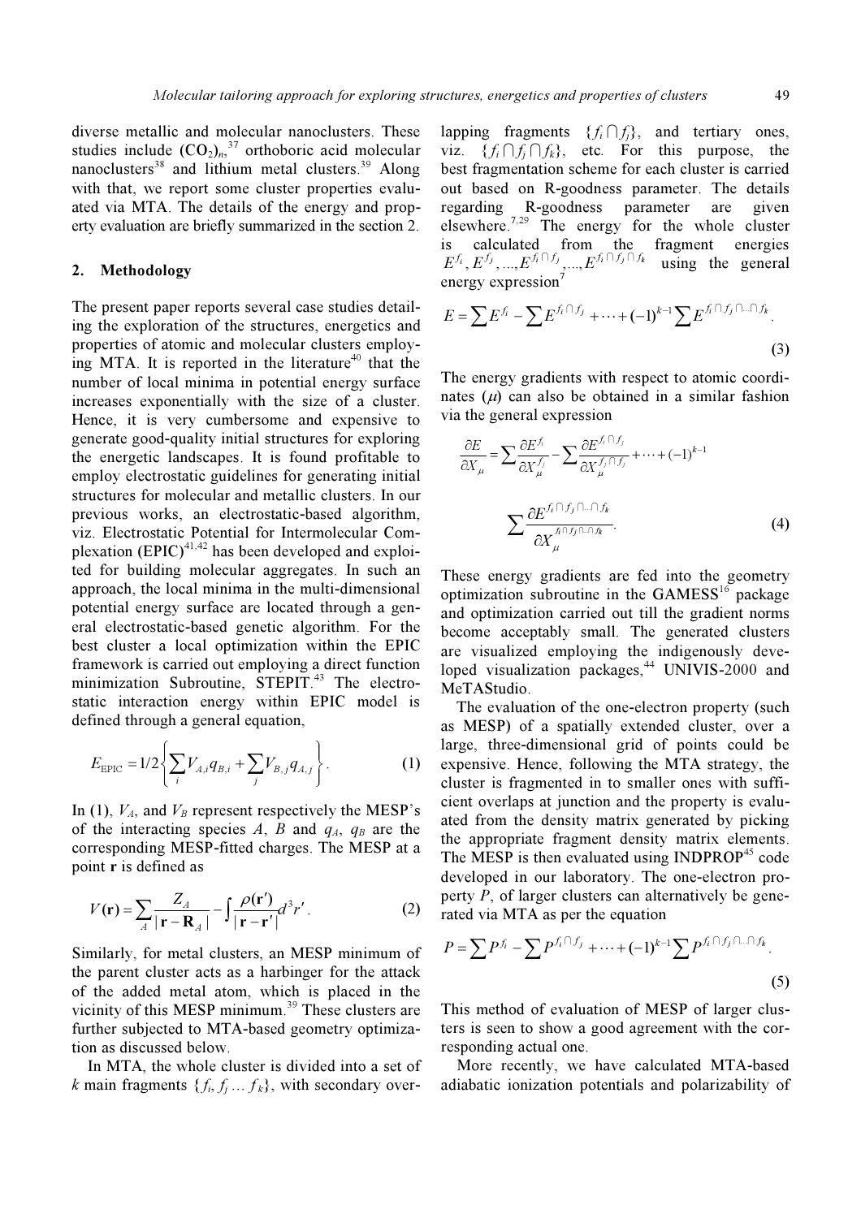diverse metallic and molecular nanoclusters. These studies include $(CO_2)_n$,[37] orthoboric acid molecular nanoclusters[38] and lithium metal clusters.[39] Along with that, we report some cluster properties evaluated via MTA. The details of the energy and property evaluation are briefly summarized in the section 2.

## 2. Methodology

The present paper reports several case studies detailing the exploration of the structures, energetics and properties of atomic and molecular clusters employing MTA. It is reported in the literature[40] that the number of local minima in potential energy surface increases exponentially with the size of a cluster. Hence, it is very cumbersome and expensive to generate good-quality initial structures for exploring the energetic landscapes. It is found profitable to employ electrostatic guidelines for generating initial structures for molecular and metallic clusters. In our previous works, an electrostatic-based algorithm, viz. Electrostatic Potential for Intermolecular Complexation (EPIC)[41,42] has been developed and exploited for building molecular aggregates. In such an approach, the local minima in the multi-dimensional potential energy surface are located through a general electrostatic-based genetic algorithm. For the best cluster a local optimization within the EPIC framework is carried out employing a direct function minimization Subroutine, STEPIT.[43] The electrostatic interaction energy within EPIC model is defined through a general equation,

$$E_{\text{EPIC}} = 1/2\left\{\sum_i V_{A,i}q_{B,i} + \sum_j V_{B,j}q_{A,j}\right\}. \tag{1}$$

In (1), $V_A$, and $V_B$ represent respectively the MESP's of the interacting species $A$, $B$ and $q_A$, $q_B$ are the corresponding MESP-fitted charges. The MESP at a point $\mathbf{r}$ is defined as

$$V(\mathbf{r}) = \sum_A \frac{Z_A}{|\mathbf{r}-\mathbf{R}_A|} - \int \frac{\rho(\mathbf{r}')}{|\mathbf{r}-\mathbf{r}'|}d^3r'. \tag{2}$$

Similarly, for metal clusters, an MESP minimum of the parent cluster acts as a harbinger for the attack of the added metal atom, which is placed in the vicinity of this MESP minimum.[39] These clusters are further subjected to MTA-based geometry optimization as discussed below.

In MTA, the whole cluster is divided into a set of $k$ main fragments $\{f_i, f_j \ldots f_k\}$, with secondary overlapping fragments $\{f_i \cap f_j\}$, and tertiary ones, viz. $\{f_i \cap f_j \cap f_k\}$, etc. For this purpose, the best fragmentation scheme for each cluster is carried out based on R-goodness parameter. The details regarding R-goodness parameter are given elsewhere.[7,29] The energy for the whole cluster is calculated from the fragment energies $E^{f_i}, E^{f_j}, \ldots, E^{f_i \cap f_j}, \ldots, E^{f_i \cap f_j \cap f_k}$ using the general energy expression[7]

$$E = \sum E^{f_i} - \sum E^{f_i \cap f_j} + \cdots + (-1)^{k-1} \sum E^{f_i \cap f_j \cap \ldots \cap f_k}. \tag{3}$$

The energy gradients with respect to atomic coordinates ($\mu$) can also be obtained in a similar fashion via the general expression

$$\frac{\partial E}{\partial X_\mu} = \sum \frac{\partial E^{f_i}}{\partial X_\mu^{f_j}} - \sum \frac{\partial E^{f_i \cap f_j}}{\partial X_\mu^{f_j \cap f_j}} + \cdots + (-1)^{k-1} \sum \frac{\partial E^{f_i \cap f_j \cap \ldots \cap f_k}}{\partial X_\mu^{f_i \cap f_j \cap \ldots \cap f_k}}. \tag{4}$$

These energy gradients are fed into the geometry optimization subroutine in the GAMESS[16] package and optimization carried out till the gradient norms become acceptably small. The generated clusters are visualized employing the indigenously developed visualization packages,[44] UNIVIS-2000 and MeTAStudio.

The evaluation of the one-electron property (such as MESP) of a spatially extended cluster, over a large, three-dimensional grid of points could be expensive. Hence, following the MTA strategy, the cluster is fragmented in to smaller ones with sufficient overlaps at junction and the property is evaluated from the density matrix generated by picking the appropriate fragment density matrix elements. The MESP is then evaluated using INDPROP[45] code developed in our laboratory. The one-electron property $P$, of larger clusters can alternatively be generated via MTA as per the equation

$$P = \sum P^{f_i} - \sum P^{f_i \cap f_j} + \cdots + (-1)^{k-1} \sum P^{f_i \cap f_j \cap \ldots \cap f_k}. \tag{5}$$

This method of evaluation of MESP of larger clusters is seen to show a good agreement with the corresponding actual one.

More recently, we have calculated MTA-based adiabatic ionization potentials and polarizability of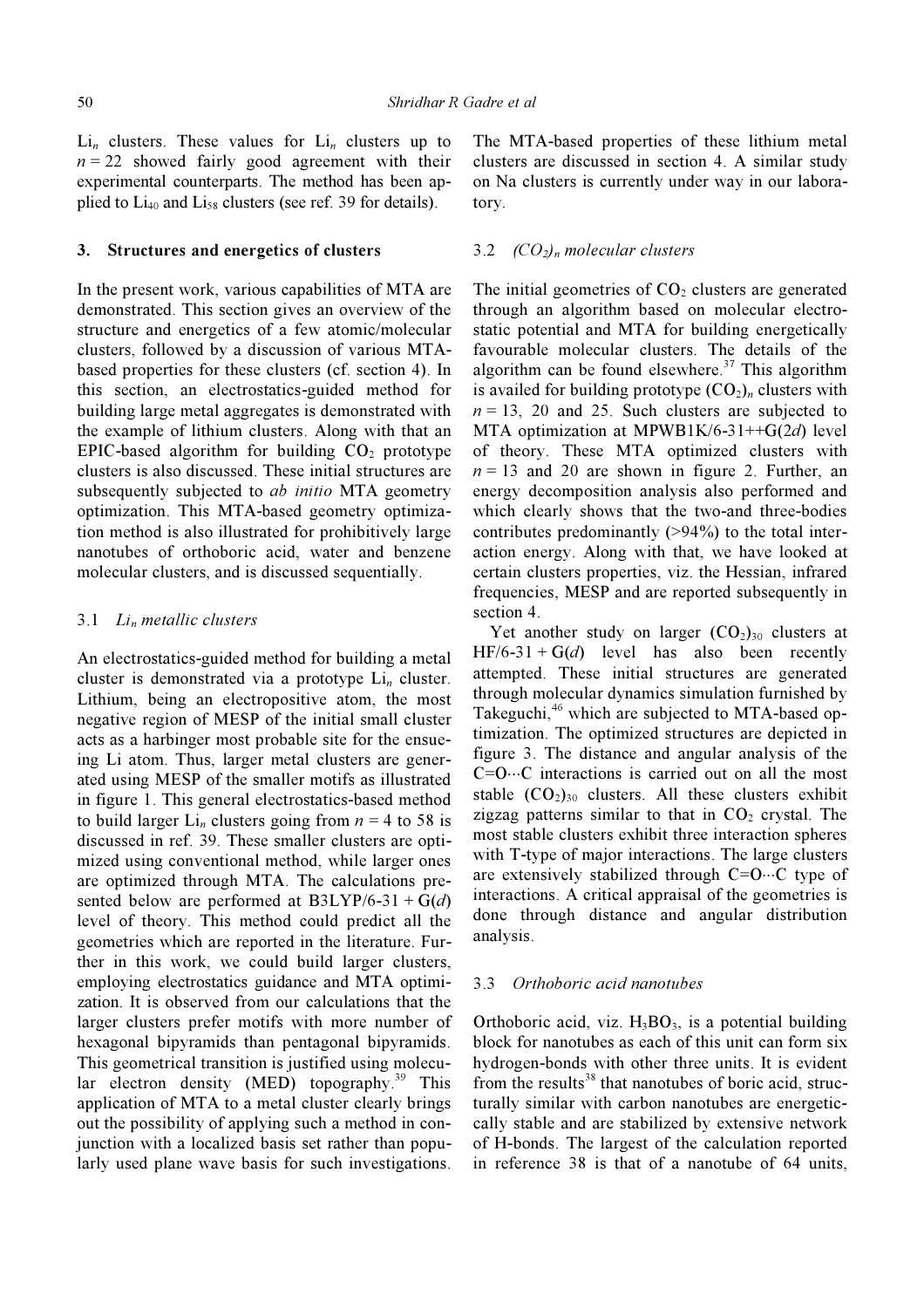$Li_n$ clusters. These values for $Li_n$ clusters up to $n = 22$ showed fairly good agreement with their experimental counterparts. The method has been applied to $Li_{40}$ and $Li_{58}$ clusters (see ref. 39 for details). The MTA-based properties of these lithium metal clusters are discussed in section 4. A similar study on Na clusters is currently under way in our laboratory.

## 3. Structures and energetics of clusters

In the present work, various capabilities of MTA are demonstrated. This section gives an overview of the structure and energetics of a few atomic/molecular clusters, followed by a discussion of various MTA-based properties for these clusters (cf. section 4). In this section, an electrostatics-guided method for building large metal aggregates is demonstrated with the example of lithium clusters. Along with that an EPIC-based algorithm for building $CO_2$ prototype clusters is also discussed. These initial structures are subsequently subjected to *ab initio* MTA geometry optimization. This MTA-based geometry optimization method is also illustrated for prohibitively large nanotubes of orthoboric acid, water and benzene molecular clusters, and is discussed sequentially.

### 3.1 $Li_n$ metallic clusters

An electrostatics-guided method for building a metal cluster is demonstrated via a prototype $Li_n$ cluster. Lithium, being an electropositive atom, the most negative region of MESP of the initial small cluster acts as a harbinger most probable site for the ensuing Li atom. Thus, larger metal clusters are generated using MESP of the smaller motifs as illustrated in figure 1. This general electrostatics-based method to build larger $Li_n$ clusters going from $n = 4$ to 58 is discussed in ref. 39. These smaller clusters are optimized using conventional method, while larger ones are optimized through MTA. The calculations presented below are performed at B3LYP/6-31 + G(*d*) level of theory. This method could predict all the geometries which are reported in the literature. Further in this work, we could build larger clusters, employing electrostatics guidance and MTA optimization. It is observed from our calculations that the larger clusters prefer motifs with more number of hexagonal bipyramids than pentagonal bipyramids. This geometrical transition is justified using molecular electron density (MED) topography.[39] This application of MTA to a metal cluster clearly brings out the possibility of applying such a method in conjunction with a localized basis set rather than popularly used plane wave basis for such investigations.

### 3.2 $(CO_2)_n$ molecular clusters

The initial geometries of $CO_2$ clusters are generated through an algorithm based on molecular electrostatic potential and MTA for building energetically favourable molecular clusters. The details of the algorithm can be found elsewhere.[37] This algorithm is availed for building prototype $(CO_2)_n$ clusters with $n = 13$, 20 and 25. Such clusters are subjected to MTA optimization at MPWB1K/6-31++G(2*d*) level of theory. These MTA optimized clusters with $n = 13$ and 20 are shown in figure 2. Further, an energy decomposition analysis also performed and which clearly shows that the two-and three-bodies contributes predominantly (>94%) to the total interaction energy. Along with that, we have looked at certain clusters properties, viz. the Hessian, infrared frequencies, MESP and are reported subsequently in section 4.

Yet another study on larger $(CO_2)_{30}$ clusters at HF/6-31 + G(*d*) level has also been recently attempted. These initial structures are generated through molecular dynamics simulation furnished by Takeguchi,[46] which are subjected to MTA-based optimization. The optimized structures are depicted in figure 3. The distance and angular analysis of the C=O···C interactions is carried out on all the most stable $(CO_2)_{30}$ clusters. All these clusters exhibit zigzag patterns similar to that in $CO_2$ crystal. The most stable clusters exhibit three interaction spheres with T-type of major interactions. The large clusters are extensively stabilized through C=O···C type of interactions. A critical appraisal of the geometries is done through distance and angular distribution analysis.

### 3.3 Orthoboric acid nanotubes

Orthoboric acid, viz. $H_3BO_3$, is a potential building block for nanotubes as each of this unit can form six hydrogen-bonds with other three units. It is evident from the results[38] that nanotubes of boric acid, structurally similar with carbon nanotubes are energetically stable and are stabilized by extensive network of H-bonds. The largest of the calculation reported in reference 38 is that of a nanotube of 64 units,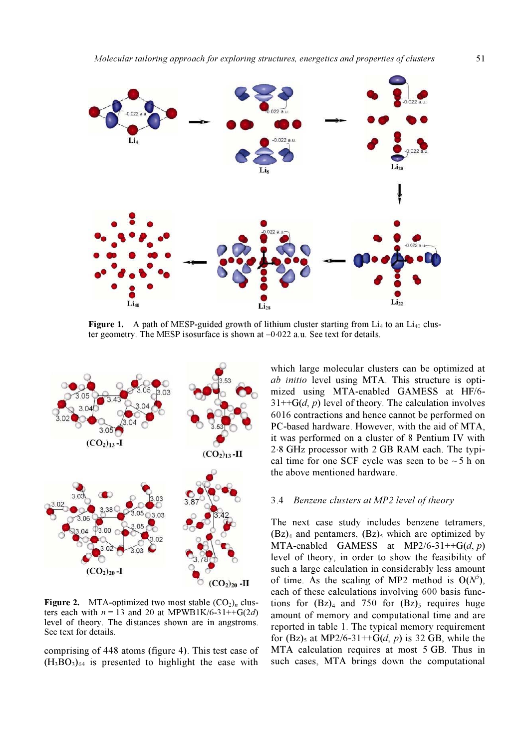**Figure 1.** A path of MESP-guided growth of lithium cluster starting from $Li_4$ to an $Li_{40}$ cluster geometry. The MESP isosurface is shown at –0·022 a.u. See text for details.

**Figure 2.** MTA-optimized two most stable $(CO_2)_n$ clusters each with $n = 13$ and 20 at MPWB1K/6-31++G(2*d*) level of theory. The distances shown are in angstroms. See text for details.

comprising of 448 atoms (figure 4). This test case of $(H_3BO_3)_{64}$ is presented to highlight the ease with which large molecular clusters can be optimized at *ab initio* level using MTA. This structure is optimized using MTA-enabled GAMESS at HF/6-31++G(*d*, *p*) level of theory. The calculation involves 6016 contractions and hence cannot be performed on PC-based hardware. However, with the aid of MTA, it was performed on a cluster of 8 Pentium IV with 2·8 GHz processor with 2 GB RAM each. The typical time for one SCF cycle was seen to be ~ 5 h on the above mentioned hardware.

### 3.4 *Benzene clusters at MP2 level of theory*

The next case study includes benzene tetramers, $(Bz)_4$ and pentamers, $(Bz)_5$ which are optimized by MTA-enabled GAMESS at MP2/6-31++G(*d*, *p*) level of theory, in order to show the feasibility of such a large calculation in considerably less amount of time. As the scaling of MP2 method is $O(N^5)$, each of these calculations involving 600 basis functions for $(Bz)_4$ and 750 for $(Bz)_5$ requires huge amount of memory and computational time and are reported in table 1. The typical memory requirement for $(Bz)_5$ at MP2/6-31++G(*d*, *p*) is 32 GB, while the MTA calculation requires at most 5 GB. Thus in such cases, MTA brings down the computational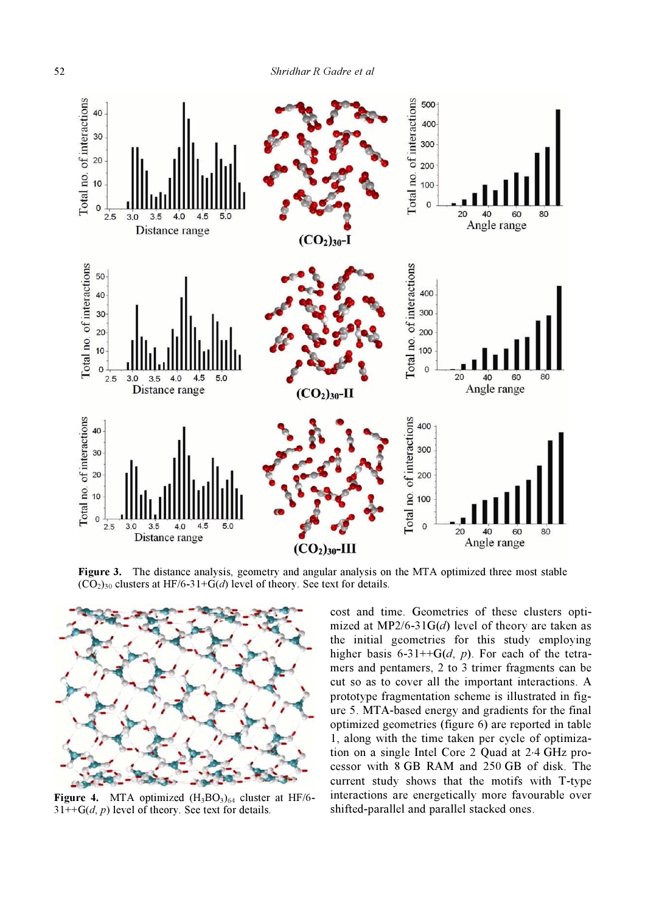**Figure 3.** The distance analysis, geometry and angular analysis on the MTA optimized three most stable $(CO_2)_{30}$ clusters at HF/6-31+G($d$) level of theory. See text for details.

**Figure 4.** MTA optimized $(H_3BO_3)_{64}$ cluster at HF/6-31++G($d$, $p$) level of theory. See text for details.

cost and time. Geometries of these clusters optimized at MP2/6-31G($d$) level of theory are taken as the initial geometries for this study employing higher basis 6-31++G($d$, $p$). For each of the tetramers and pentamers, 2 to 3 trimer fragments can be cut so as to cover all the important interactions. A prototype fragmentation scheme is illustrated in figure 5. MTA-based energy and gradients for the final optimized geometries (figure 6) are reported in table 1, along with the time taken per cycle of optimization on a single Intel Core 2 Quad at 2·4 GHz processor with 8 GB RAM and 250 GB of disk. The current study shows that the motifs with T-type interactions are energetically more favourable over shifted-parallel and parallel stacked ones.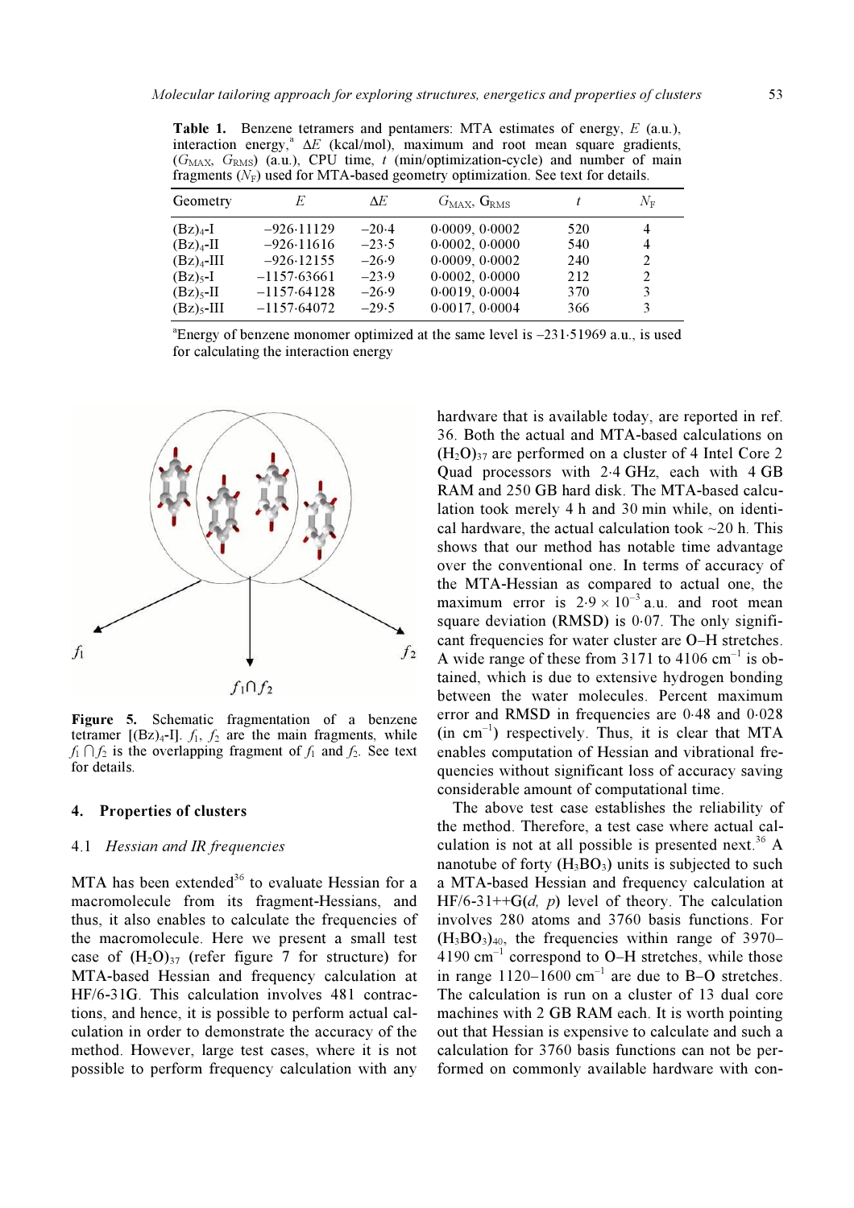**Table 1.** Benzene tetramers and pentamers: MTA estimates of energy, $E$ (a.u.), interaction energy,[a] $\Delta E$ (kcal/mol), maximum and root mean square gradients, ($G_{MAX}$, $G_{RMS}$) (a.u.), CPU time, $t$ (min/optimization-cycle) and number of main fragments ($N_F$) used for MTA-based geometry optimization. See text for details.

| Geometry | $E$ | $\Delta E$ | $G_{MAX}$, $G_{RMS}$ | $t$ | $N_F$ |
|---|---|---|---|---|---|
| $(Bz)_4$-I | −926·11129 | −20·4 | 0·0009, 0·0002 | 520 | 4 |
| $(Bz)_4$-II | −926·11616 | −23·5 | 0·0002, 0·0000 | 540 | 4 |
| $(Bz)_4$-III | −926·12155 | −26·9 | 0·0009, 0·0002 | 240 | 2 |
| $(Bz)_5$-I | −1157·63661 | −23·9 | 0·0002, 0·0000 | 212 | 2 |
| $(Bz)_5$-II | −1157·64128 | −26·9 | 0·0019, 0·0004 | 370 | 3 |
| $(Bz)_5$-III | −1157·64072 | −29·5 | 0·0017, 0·0004 | 366 | 3 |

[a]Energy of benzene monomer optimized at the same level is −231·51969 a.u., is used for calculating the interaction energy

**Figure 5.** Schematic fragmentation of a benzene tetramer [$(Bz)_4$-I]. $f_1$, $f_2$ are the main fragments, while $f_1 \cap f_2$ is the overlapping fragment of $f_1$ and $f_2$. See text for details.

## 4. Properties of clusters

### 4.1 *Hessian and IR frequencies*

MTA has been extended[36] to evaluate Hessian for a macromolecule from its fragment-Hessians, and thus, it also enables to calculate the frequencies of the macromolecule. Here we present a small test case of $(H_2O)_{37}$ (refer figure 7 for structure) for MTA-based Hessian and frequency calculation at HF/6-31G. This calculation involves 481 contractions, and hence, it is possible to perform actual calculation in order to demonstrate the accuracy of the method. However, large test cases, where it is not possible to perform frequency calculation with any hardware that is available today, are reported in ref. 36. Both the actual and MTA-based calculations on $(H_2O)_{37}$ are performed on a cluster of 4 Intel Core 2 Quad processors with 2·4 GHz, each with 4 GB RAM and 250 GB hard disk. The MTA-based calculation took merely 4 h and 30 min while, on identical hardware, the actual calculation took ~20 h. This shows that our method has notable time advantage over the conventional one. In terms of accuracy of the MTA-Hessian as compared to actual one, the maximum error is $2·9 \times 10^{-3}$ a.u. and root mean square deviation (RMSD) is 0·07. The only significant frequencies for water cluster are O–H stretches. A wide range of these from 3171 to 4106 $cm^{-1}$ is obtained, which is due to extensive hydrogen bonding between the water molecules. Percent maximum error and RMSD in frequencies are 0·48 and 0·028 (in $cm^{-1}$) respectively. Thus, it is clear that MTA enables computation of Hessian and vibrational frequencies without significant loss of accuracy saving considerable amount of computational time.

The above test case establishes the reliability of the method. Therefore, a test case where actual calculation is not at all possible is presented next.[36] A nanotube of forty $(H_3BO_3)$ units is subjected to such a MTA-based Hessian and frequency calculation at HF/6-31++G(*d, p*) level of theory. The calculation involves 280 atoms and 3760 basis functions. For $(H_3BO_3)_{40}$, the frequencies within range of 3970–4190 $cm^{-1}$ correspond to O–H stretches, while those in range 1120–1600 $cm^{-1}$ are due to B–O stretches. The calculation is run on a cluster of 13 dual core machines with 2 GB RAM each. It is worth pointing out that Hessian is expensive to calculate and such a calculation for 3760 basis functions can not be performed on commonly available hardware with con-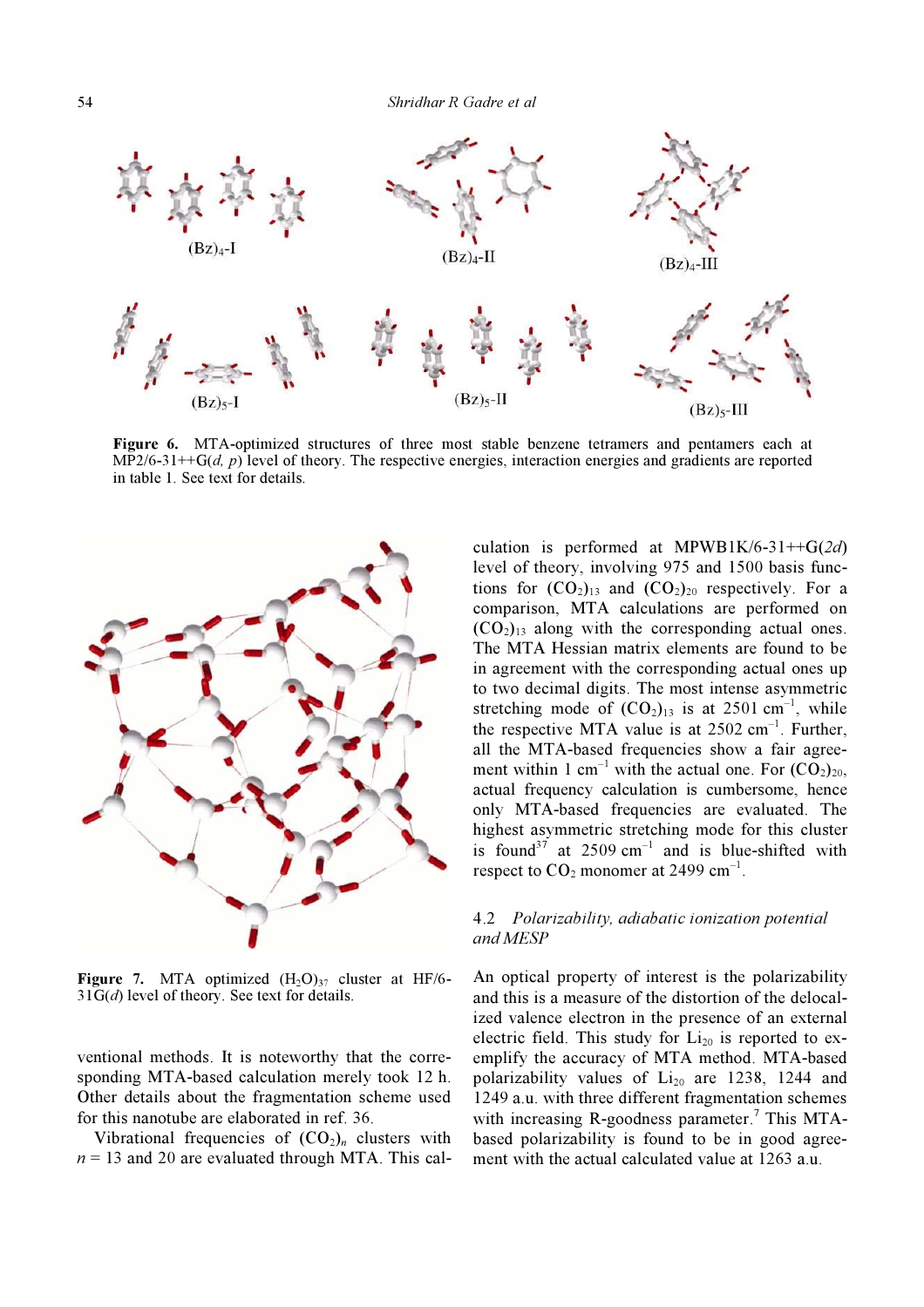Figure 6. MTA-optimized structures of three most stable benzene tetramers and pentamers each at MP2/6-31++G(*d, p*) level of theory. The respective energies, interaction energies and gradients are reported in table 1. See text for details.

Figure 7. MTA optimized $(H_2O)_{37}$ cluster at HF/6-31G(*d*) level of theory. See text for details.

ventional methods. It is noteworthy that the corresponding MTA-based calculation merely took 12 h. Other details about the fragmentation scheme used for this nanotube are elaborated in ref. 36.

Vibrational frequencies of $(CO_2)_n$ clusters with $n = 13$ and 20 are evaluated through MTA. This calculation is performed at MPWB1K/6-31++G(*2d*) level of theory, involving 975 and 1500 basis functions for $(CO_2)_{13}$ and $(CO_2)_{20}$ respectively. For a comparison, MTA calculations are performed on $(CO_2)_{13}$ along with the corresponding actual ones. The MTA Hessian matrix elements are found to be in agreement with the corresponding actual ones up to two decimal digits. The most intense asymmetric stretching mode of $(CO_2)_{13}$ is at 2501 cm$^{-1}$, while the respective MTA value is at 2502 cm$^{-1}$. Further, all the MTA-based frequencies show a fair agreement within 1 cm$^{-1}$ with the actual one. For $(CO_2)_{20}$, actual frequency calculation is cumbersome, hence only MTA-based frequencies are evaluated. The highest asymmetric stretching mode for this cluster is found[37] at 2509 cm$^{-1}$ and is blue-shifted with respect to $CO_2$ monomer at 2499 cm$^{-1}$.

### 4.2 *Polarizability, adiabatic ionization potential and MESP*

An optical property of interest is the polarizability and this is a measure of the distortion of the delocalized valence electron in the presence of an external electric field. This study for $Li_{20}$ is reported to exemplify the accuracy of MTA method. MTA-based polarizability values of $Li_{20}$ are 1238, 1244 and 1249 a.u. with three different fragmentation schemes with increasing R-goodness parameter.[7] This MTA-based polarizability is found to be in good agreement with the actual calculated value at 1263 a.u.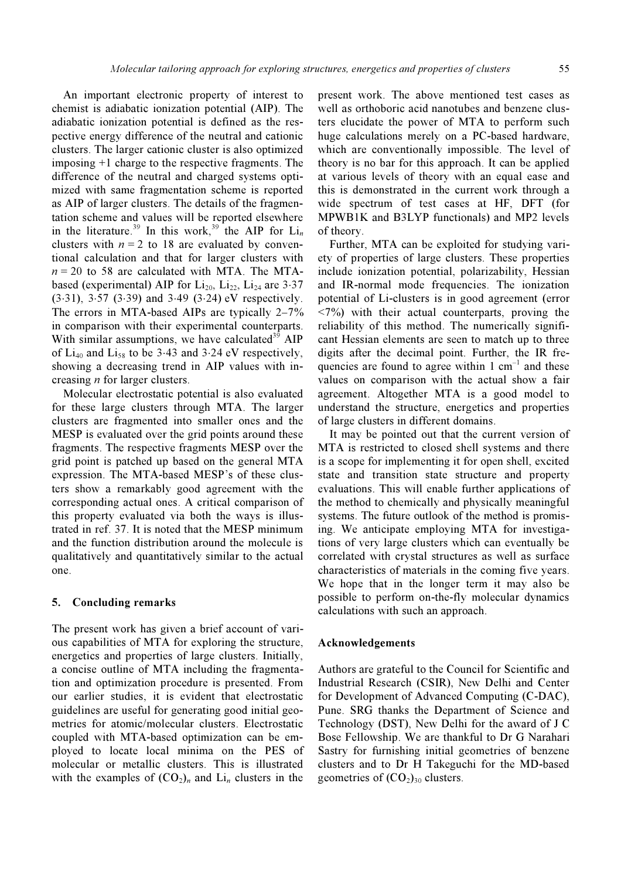An important electronic property of interest to chemist is adiabatic ionization potential (AIP). The adiabatic ionization potential is defined as the respective energy difference of the neutral and cationic clusters. The larger cationic cluster is also optimized imposing +1 charge to the respective fragments. The difference of the neutral and charged systems optimized with same fragmentation scheme is reported as AIP of larger clusters. The details of the fragmentation scheme and values will be reported elsewhere in the literature.[39] In this work,[39] the AIP for $Li_n$ clusters with $n = 2$ to 18 are evaluated by conventional calculation and that for larger clusters with $n = 20$ to 58 are calculated with MTA. The MTA-based (experimental) AIP for $Li_{20}$, $Li_{22}$, $Li_{24}$ are 3·37 (3·31), 3·57 (3·39) and 3·49 (3·24) eV respectively. The errors in MTA-based AIPs are typically 2–7% in comparison with their experimental counterparts. With similar assumptions, we have calculated[39] AIP of $Li_{40}$ and $Li_{58}$ to be 3·43 and 3·24 eV respectively, showing a decreasing trend in AIP values with increasing $n$ for larger clusters.

Molecular electrostatic potential is also evaluated for these large clusters through MTA. The larger clusters are fragmented into smaller ones and the MESP is evaluated over the grid points around these fragments. The respective fragments MESP over the grid point is patched up based on the general MTA expression. The MTA-based MESP's of these clusters show a remarkably good agreement with the corresponding actual ones. A critical comparison of this property evaluated via both the ways is illustrated in ref. 37. It is noted that the MESP minimum and the function distribution around the molecule is qualitatively and quantitatively similar to the actual one.

## 5. Concluding remarks

The present work has given a brief account of various capabilities of MTA for exploring the structure, energetics and properties of large clusters. Initially, a concise outline of MTA including the fragmentation and optimization procedure is presented. From our earlier studies, it is evident that electrostatic guidelines are useful for generating good initial geometries for atomic/molecular clusters. Electrostatic coupled with MTA-based optimization can be employed to locate local minima on the PES of molecular or metallic clusters. This is illustrated with the examples of $(CO_2)_n$ and $Li_n$ clusters in the present work. The above mentioned test cases as well as orthoboric acid nanotubes and benzene clusters elucidate the power of MTA to perform such huge calculations merely on a PC-based hardware, which are conventionally impossible. The level of theory is no bar for this approach. It can be applied at various levels of theory with an equal ease and this is demonstrated in the current work through a wide spectrum of test cases at HF, DFT (for MPWB1K and B3LYP functionals) and MP2 levels of theory.

Further, MTA can be exploited for studying variety of properties of large clusters. These properties include ionization potential, polarizability, Hessian and IR-normal mode frequencies. The ionization potential of Li-clusters is in good agreement (error <7%) with their actual counterparts, proving the reliability of this method. The numerically significant Hessian elements are seen to match up to three digits after the decimal point. Further, the IR frequencies are found to agree within 1 $cm^{-1}$ and these values on comparison with the actual show a fair agreement. Altogether MTA is a good model to understand the structure, energetics and properties of large clusters in different domains.

It may be pointed out that the current version of MTA is restricted to closed shell systems and there is a scope for implementing it for open shell, excited state and transition state structure and property evaluations. This will enable further applications of the method to chemically and physically meaningful systems. The future outlook of the method is promising. We anticipate employing MTA for investigations of very large clusters which can eventually be correlated with crystal structures as well as surface characteristics of materials in the coming five years. We hope that in the longer term it may also be possible to perform on-the-fly molecular dynamics calculations with such an approach.

## Acknowledgements

Authors are grateful to the Council for Scientific and Industrial Research (CSIR), New Delhi and Center for Development of Advanced Computing (C-DAC), Pune. SRG thanks the Department of Science and Technology (DST), New Delhi for the award of J C Bose Fellowship. We are thankful to Dr G Narahari Sastry for furnishing initial geometries of benzene clusters and to Dr H Takeguchi for the MD-based geometries of $(CO_2)_{30}$ clusters.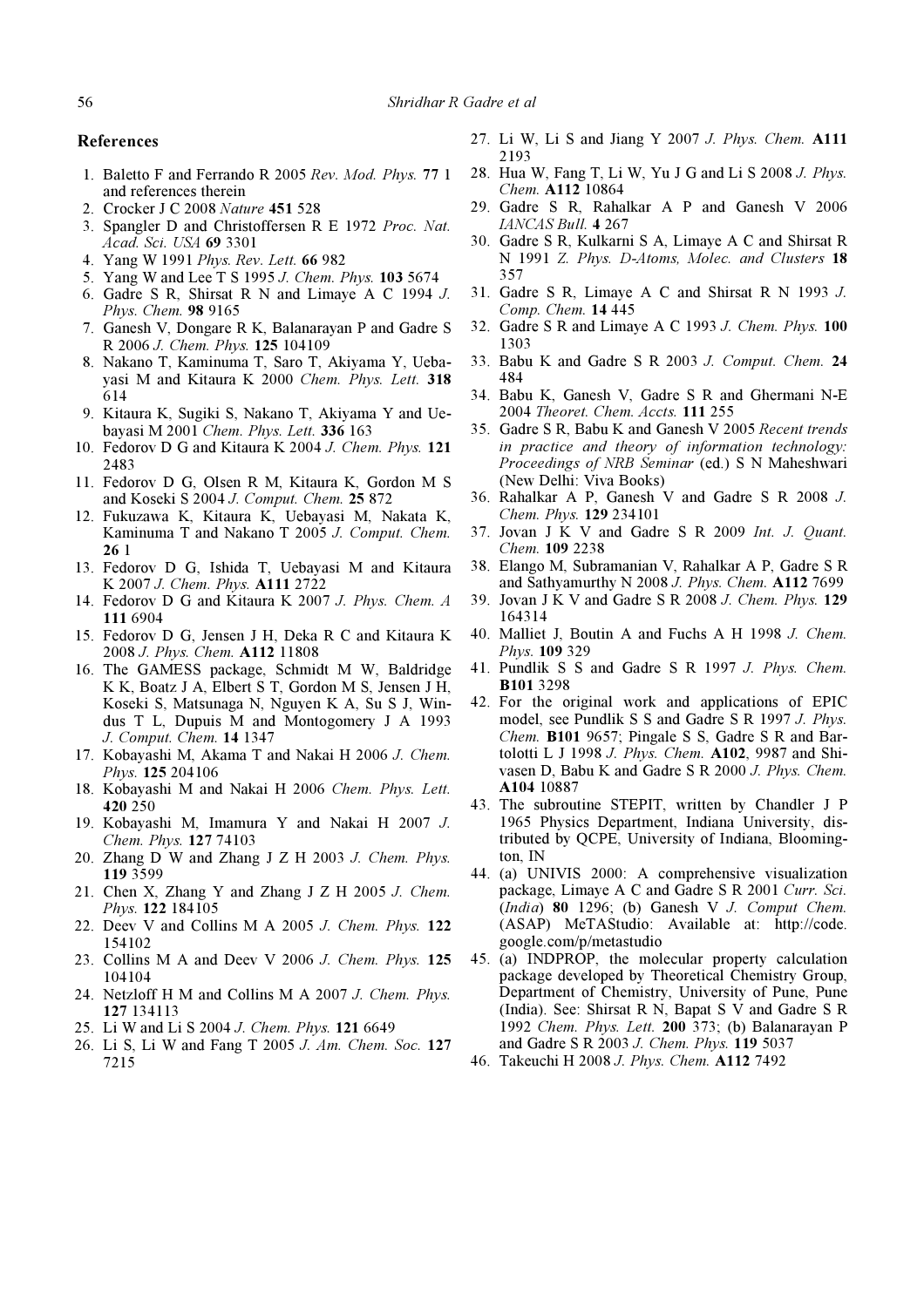## References

1. Baletto F and Ferrando R 2005 *Rev. Mod. Phys.* **77** 1 and references therein
2. Crocker J C 2008 *Nature* **451** 528
3. Spangler D and Christoffersen R E 1972 *Proc. Nat. Acad. Sci. USA* **69** 3301
4. Yang W 1991 *Phys. Rev. Lett.* **66** 982
5. Yang W and Lee T S 1995 *J. Chem. Phys.* **103** 5674
6. Gadre S R, Shirsat R N and Limaye A C 1994 *J. Phys. Chem.* **98** 9165
7. Ganesh V, Dongare R K, Balanarayan P and Gadre S R 2006 *J. Chem. Phys.* **125** 104109
8. Nakano T, Kaminuma T, Saro T, Akiyama Y, Uebayasi M and Kitaura K 2000 *Chem. Phys. Lett.* **318** 614
9. Kitaura K, Sugiki S, Nakano T, Akiyama Y and Uebayasi M 2001 *Chem. Phys. Lett.* **336** 163
10. Fedorov D G and Kitaura K 2004 *J. Chem. Phys.* **121** 2483
11. Fedorov D G, Olsen R M, Kitaura K, Gordon M S and Koseki S 2004 *J. Comput. Chem.* **25** 872
12. Fukuzawa K, Kitaura K, Uebayasi M, Nakata K, Kaminuma T and Nakano T 2005 *J. Comput. Chem.* **26** 1
13. Fedorov D G, Ishida T, Uebayasi M and Kitaura K 2007 *J. Chem. Phys.* **A111** 2722
14. Fedorov D G and Kitaura K 2007 *J. Phys. Chem. A* **111** 6904
15. Fedorov D G, Jensen J H, Deka R C and Kitaura K 2008 *J. Phys. Chem.* **A112** 11808
16. The GAMESS package, Schmidt M W, Baldridge K K, Boatz J A, Elbert S T, Gordon M S, Jensen J H, Koseki S, Matsunaga N, Nguyen K A, Su S J, Windus T L, Dupuis M and Montogomery J A 1993 *J. Comput. Chem.* **14** 1347
17. Kobayashi M, Akama T and Nakai H 2006 *J. Chem. Phys.* **125** 204106
18. Kobayashi M and Nakai H 2006 *Chem. Phys. Lett.* **420** 250
19. Kobayashi M, Imamura Y and Nakai H 2007 *J. Chem. Phys.* **127** 74103
20. Zhang D W and Zhang J Z H 2003 *J. Chem. Phys.* **119** 3599
21. Chen X, Zhang Y and Zhang J Z H 2005 *J. Chem. Phys.* **122** 184105
22. Deev V and Collins M A 2005 *J. Chem. Phys.* **122** 154102
23. Collins M A and Deev V 2006 *J. Chem. Phys.* **125** 104104
24. Netzloff H M and Collins M A 2007 *J. Chem. Phys.* **127** 134113
25. Li W and Li S 2004 *J. Chem. Phys.* **121** 6649
26. Li S, Li W and Fang T 2005 *J. Am. Chem. Soc.* **127** 7215
27. Li W, Li S and Jiang Y 2007 *J. Phys. Chem.* **A111** 2193
28. Hua W, Fang T, Li W, Yu J G and Li S 2008 *J. Phys. Chem.* **A112** 10864
29. Gadre S R, Rahalkar A P and Ganesh V 2006 *IANCAS Bull.* **4** 267
30. Gadre S R, Kulkarni S A, Limaye A C and Shirsat R N 1991 *Z. Phys. D-Atoms, Molec. and Clusters* **18** 357
31. Gadre S R, Limaye A C and Shirsat R N 1993 *J. Comp. Chem.* **14** 445
32. Gadre S R and Limaye A C 1993 *J. Chem. Phys.* **100** 1303
33. Babu K and Gadre S R 2003 *J. Comput. Chem.* **24** 484
34. Babu K, Ganesh V, Gadre S R and Ghermani N-E 2004 *Theoret. Chem. Accts.* **111** 255
35. Gadre S R, Babu K and Ganesh V 2005 *Recent trends in practice and theory of information technology: Proceedings of NRB Seminar* (ed.) S N Maheshwari (New Delhi: Viva Books)
36. Rahalkar A P, Ganesh V and Gadre S R 2008 *J. Chem. Phys.* **129** 234101
37. Jovan J K V and Gadre S R 2009 *Int. J. Quant. Chem.* **109** 2238
38. Elango M, Subramanian V, Rahalkar A P, Gadre S R and Sathyamurthy N 2008 *J. Phys. Chem.* **A112** 7699
39. Jovan J K V and Gadre S R 2008 *J. Chem. Phys.* **129** 164314
40. Malliet J, Boutin A and Fuchs A H 1998 *J. Chem. Phys.* **109** 329
41. Pundlik S S and Gadre S R 1997 *J. Phys. Chem.* **B101** 3298
42. For the original work and applications of EPIC model, see Pundlik S S and Gadre S R 1997 *J. Phys. Chem.* **B101** 9657; Pingale S S, Gadre S R and Bartolotti L J 1998 *J. Phys. Chem.* **A102**, 9987 and Shivasen D, Babu K and Gadre S R 2000 *J. Phys. Chem.* **A104** 10887
43. The subroutine STEPIT, written by Chandler J P 1965 Physics Department, Indiana University, distributed by QCPE, University of Indiana, Bloomington, IN
44. (a) UNIVIS 2000: A comprehensive visualization package, Limaye A C and Gadre S R 2001 *Curr. Sci.* (*India*) **80** 1296; (b) Ganesh V *J. Comput Chem.* (ASAP) MeTAStudio: Available at: http://code.google.com/p/metastudio
45. (a) INDPROP, the molecular property calculation package developed by Theoretical Chemistry Group, Department of Chemistry, University of Pune, Pune (India). See: Shirsat R N, Bapat S V and Gadre S R 1992 *Chem. Phys. Lett.* **200** 373; (b) Balanarayan P and Gadre S R 2003 *J. Chem. Phys.* **119** 5037
46. Takeuchi H 2008 *J. Phys. Chem.* **A112** 7492